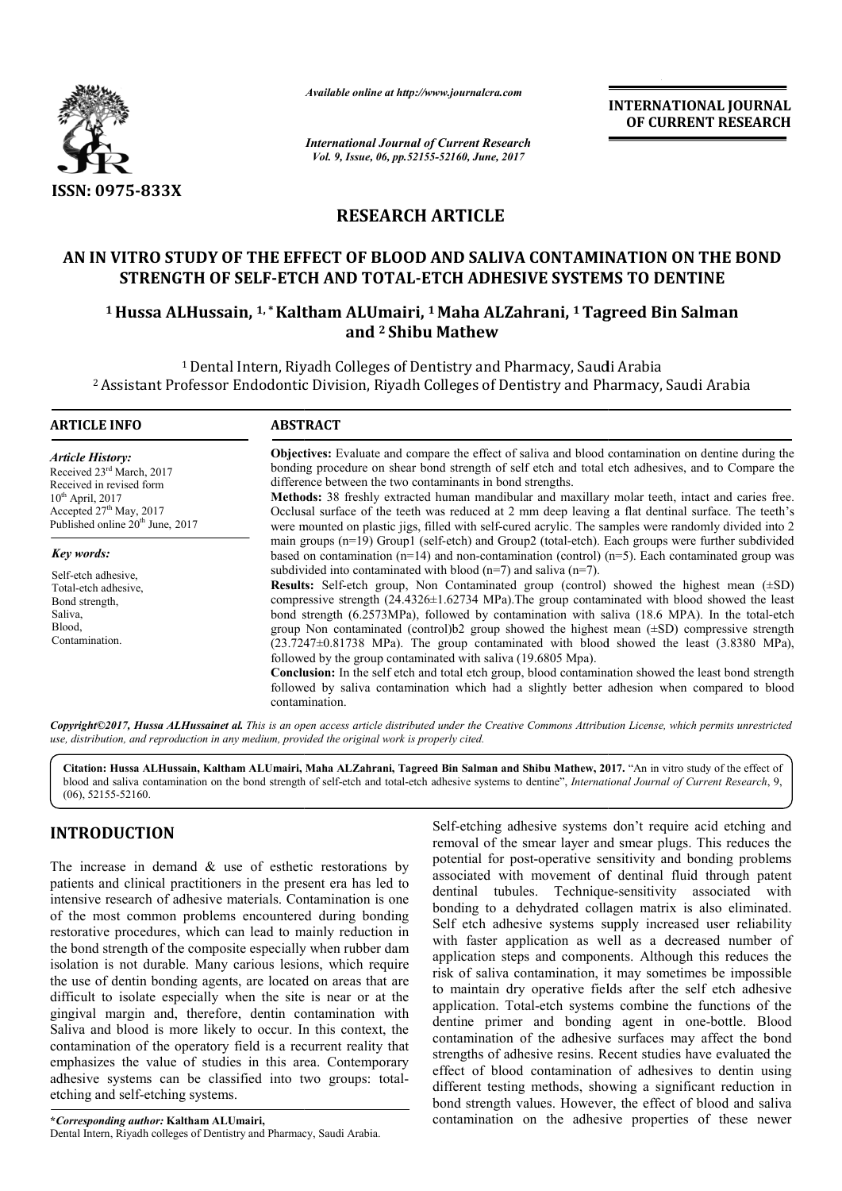ISSN: 0975-833X

*Available online at http://www.journalcra.com*

*International Journal of Current Research*
*Vol. 9, Issue, 06, pp.52155-52160, June, 2017*

**INTERNATIONAL JOURNAL OF CURRENT RESEARCH**

# RESEARCH ARTICLE

# AN IN VITRO STUDY OF THE EFFECT OF BLOOD AND SALIVA CONTAMINATION ON THE BOND STRENGTH OF SELF-ETCH AND TOTAL-ETCH ADHESIVE SYSTEMS TO DENTINE

**[1] Hussa ALHussain, [1,] * Kaltham ALUmairi, [1] Maha ALZahrani, [1] Tagreed Bin Salman and [2] Shibu Mathew**

[1] Dental Intern, Riyadh Colleges of Dentistry and Pharmacy, Saudi Arabia
[2] Assistant Professor Endodontic Division, Riyadh Colleges of Dentistry and Pharmacy, Saudi Arabia

## ARTICLE INFO

*Article History:*
Received 23rd March, 2017
Received in revised form
10th April, 2017
Accepted 27th May, 2017
Published online 20th June, 2017

*Key words:*
Self-etch adhesive,
Total-etch adhesive,
Bond strength,
Saliva,
Blood,
Contamination.

## ABSTRACT

**Objectives:** Evaluate and compare the effect of saliva and blood contamination on dentine during the bonding procedure on shear bond strength of self etch and total etch adhesives, and to Compare the difference between the two contaminants in bond strengths.

**Methods:** 38 freshly extracted human mandibular and maxillary molar teeth, intact and caries free. Occlusal surface of the teeth was reduced at 2 mm deep leaving a flat dentinal surface. The teeth's were mounted on plastic jigs, filled with self-cured acrylic. The samples were randomly divided into 2 main groups (n=19) Group1 (self-etch) and Group2 (total-etch). Each groups were further subdivided based on contamination (n=14) and non-contamination (control) (n=5). Each contaminated group was subdivided into contaminated with blood (n=7) and saliva (n=7).

**Results:** Self-etch group, Non Contaminated group (control) showed the highest mean (±SD) compressive strength (24.4326±1.62734 MPa).The group contaminated with blood showed the least bond strength (6.2573MPa), followed by contamination with saliva (18.6 MPA). In the total-etch group Non contaminated (control)b2 group showed the highest mean (±SD) compressive strength (23.7247±0.81738 MPa). The group contaminated with blood showed the least (3.8380 MPa), followed by the group contaminated with saliva (19.6805 Mpa).

**Conclusion:** In the self etch and total etch group, blood contamination showed the least bond strength followed by saliva contamination which had a slightly better adhesion when compared to blood contamination.

***Copyright©2017, Hussa ALHussainet al.*** *This is an open access article distributed under the Creative Commons Attribution License, which permits unrestricted use, distribution, and reproduction in any medium, provided the original work is properly cited.*

**Citation: Hussa ALHussain, Kaltham ALUmairi, Maha ALZahrani, Tagreed Bin Salman and Shibu Mathew, 2017.** "An in vitro study of the effect of blood and saliva contamination on the bond strength of self-etch and total-etch adhesive systems to dentine", *International Journal of Current Research*, 9, (06), 52155-52160.

## INTRODUCTION

The increase in demand & use of esthetic restorations by patients and clinical practitioners in the present era has led to intensive research of adhesive materials. Contamination is one of the most common problems encountered during bonding restorative procedures, which can lead to mainly reduction in the bond strength of the composite especially when rubber dam isolation is not durable. Many carious lesions, which require the use of dentin bonding agents, are located on areas that are difficult to isolate especially when the site is near or at the gingival margin and, therefore, dentin contamination with Saliva and blood is more likely to occur. In this context, the contamination of the operatory field is a recurrent reality that emphasizes the value of studies in this area. Contemporary adhesive systems can be classified into two groups: total-etching and self-etching systems.

Self-etching adhesive systems don't require acid etching and removal of the smear layer and smear plugs. This reduces the potential for post-operative sensitivity and bonding problems associated with movement of dentinal fluid through patent dentinal tubules. Technique-sensitivity associated with bonding to a dehydrated collagen matrix is also eliminated. Self etch adhesive systems supply increased user reliability with faster application as well as a decreased number of application steps and components. Although this reduces the risk of saliva contamination, it may sometimes be impossible to maintain dry operative fields after the self etch adhesive application. Total-etch systems combine the functions of the dentine primer and bonding agent in one-bottle. Blood contamination of the adhesive surfaces may affect the bond strengths of adhesive resins. Recent studies have evaluated the effect of blood contamination of adhesives to dentin using different testing methods, showing a significant reduction in bond strength values. However, the effect of blood and saliva contamination on the adhesive properties of these newer

***Corresponding author:** Kaltham ALUmairi,
Dental Intern, Riyadh colleges of Dentistry and Pharmacy, Saudi Arabia.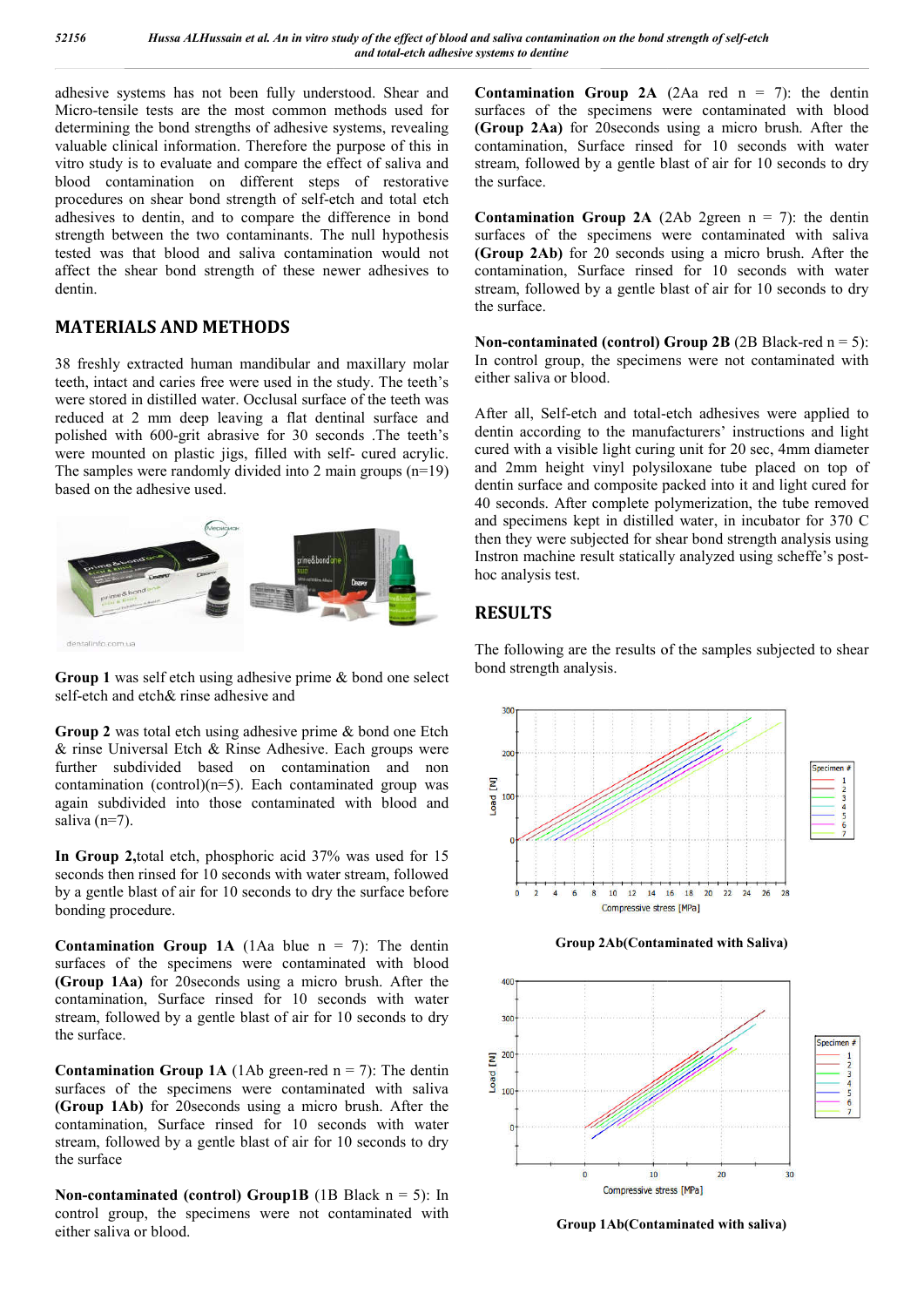adhesive systems has not been fully understood. Shear and Micro-tensile tests are the most common methods used for determining the bond strengths of adhesive systems, revealing valuable clinical information. Therefore the purpose of this in vitro study is to evaluate and compare the effect of saliva and blood contamination on different steps of restorative procedures on shear bond strength of self-etch and total etch adhesives to dentin, and to compare the difference in bond strength between the two contaminants. The null hypothesis tested was that blood and saliva contamination would not affect the shear bond strength of these newer adhesives to dentin.

## MATERIALS AND METHODS

38 freshly extracted human mandibular and maxillary molar teeth, intact and caries free were used in the study. The teeth's were stored in distilled water. Occlusal surface of the teeth was reduced at 2 mm deep leaving a flat dentinal surface and polished with 600-grit abrasive for 30 seconds .The teeth's were mounted on plastic jigs, filled with self- cured acrylic. The samples were randomly divided into 2 main groups (n=19) based on the adhesive used.

**Group 1** was self etch using adhesive prime & bond one select self-etch and etch& rinse adhesive and

**Group 2** was total etch using adhesive prime & bond one Etch & rinse Universal Etch & Rinse Adhesive. Each groups were further subdivided based on contamination and non contamination (control)(n=5). Each contaminated group was again subdivided into those contaminated with blood and saliva (n=7).

**In Group 2,**total etch, phosphoric acid 37% was used for 15 seconds then rinsed for 10 seconds with water stream, followed by a gentle blast of air for 10 seconds to dry the surface before bonding procedure.

**Contamination Group 1A** (1Aa blue n = 7): The dentin surfaces of the specimens were contaminated with blood **(Group 1Aa)** for 20seconds using a micro brush. After the contamination, Surface rinsed for 10 seconds with water stream, followed by a gentle blast of air for 10 seconds to dry the surface.

**Contamination Group 1A** (1Ab green-red n = 7): The dentin surfaces of the specimens were contaminated with saliva **(Group 1Ab)** for 20seconds using a micro brush. After the contamination, Surface rinsed for 10 seconds with water stream, followed by a gentle blast of air for 10 seconds to dry the surface

**Non-contaminated (control) Group1B** (1B Black n = 5): In control group, the specimens were not contaminated with either saliva or blood.

**Contamination Group 2A** (2Aa red n = 7): the dentin surfaces of the specimens were contaminated with blood **(Group 2Aa)** for 20seconds using a micro brush. After the contamination, Surface rinsed for 10 seconds with water stream, followed by a gentle blast of air for 10 seconds to dry the surface.

**Contamination Group 2A** (2Ab 2green n = 7): the dentin surfaces of the specimens were contaminated with saliva **(Group 2Ab)** for 20 seconds using a micro brush. After the contamination, Surface rinsed for 10 seconds with water stream, followed by a gentle blast of air for 10 seconds to dry the surface.

**Non-contaminated (control) Group 2B** (2B Black-red n = 5): In control group, the specimens were not contaminated with either saliva or blood.

After all, Self-etch and total-etch adhesives were applied to dentin according to the manufacturers' instructions and light cured with a visible light curing unit for 20 sec, 4mm diameter and 2mm height vinyl polysiloxane tube placed on top of dentin surface and composite packed into it and light cured for 40 seconds. After complete polymerization, the tube removed and specimens kept in distilled water, in incubator for 370 C then they were subjected for shear bond strength analysis using Instron machine result statically analyzed using scheffe's post-hoc analysis test.

## RESULTS

The following are the results of the samples subjected to shear bond strength analysis.

**Group 2Ab(Contaminated with Saliva)**

**Group 1Ab(Contaminated with saliva)**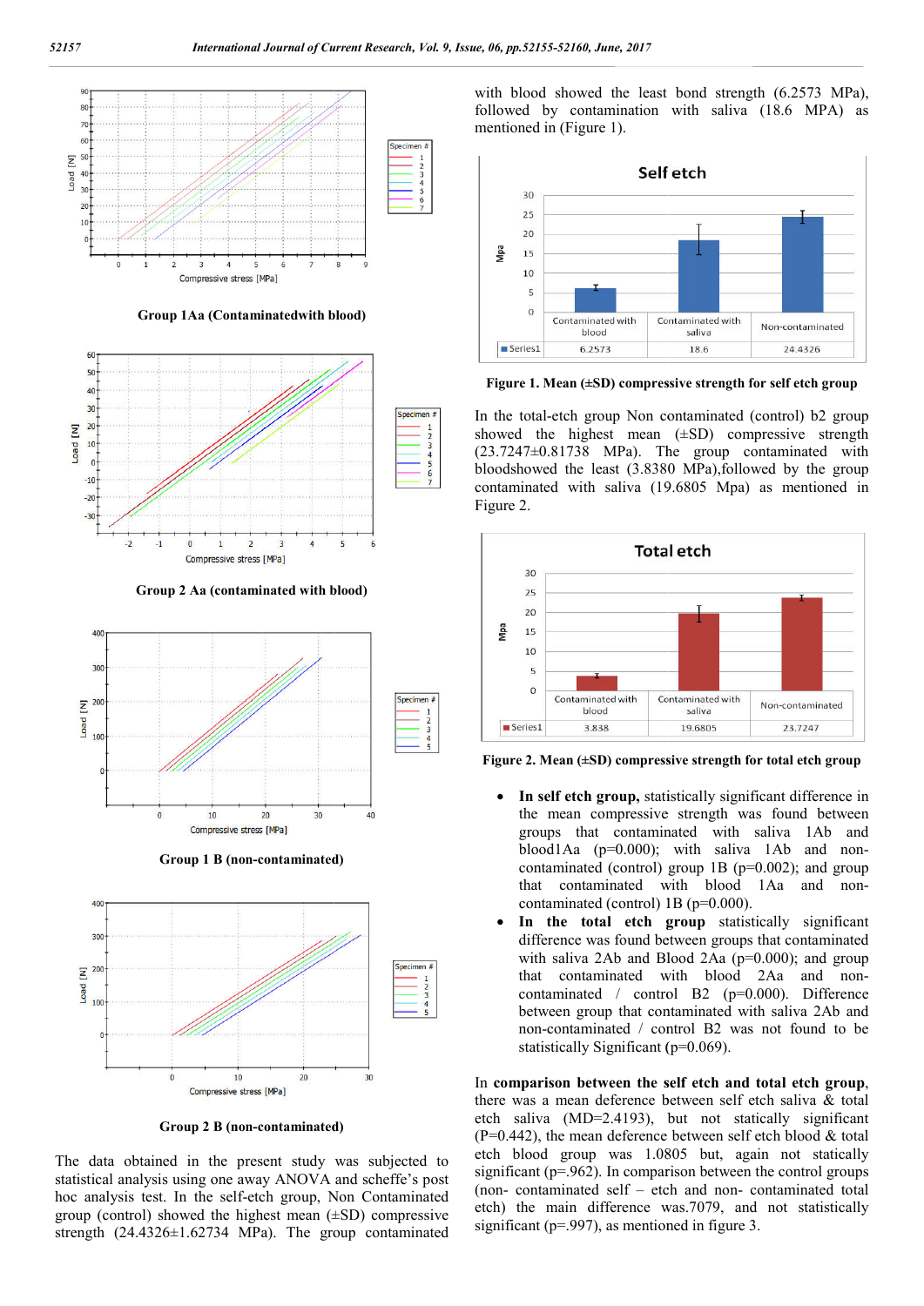**Group 1Aa (Contaminatedwith blood)**

**Group 2 Aa (contaminated with blood)**

**Group 1 B (non-contaminated)**

**Group 2 B (non-contaminated)**

The data obtained in the present study was subjected to statistical analysis using one away ANOVA and scheffe's post hoc analysis test. In the self-etch group, Non Contaminated group (control) showed the highest mean (±SD) compressive strength (24.4326±1.62734 MPa). The group contaminated with blood showed the least bond strength (6.2573 MPa), followed by contamination with saliva (18.6 MPA) as mentioned in (Figure 1).

| | Contaminated with blood | Contaminated with saliva | Non-contaminated |
|---|---|---|---|
| Series1 | 6.2573 | 18.6 | 24.4326 |

**Figure 1. Mean (±SD) compressive strength for self etch group**

In the total-etch group Non contaminated (control) b2 group showed the highest mean (±SD) compressive strength (23.7247±0.81738 MPa). The group contaminated with bloodshowed the least (3.8380 MPa),followed by the group contaminated with saliva (19.6805 Mpa) as mentioned in Figure 2.

| | Contaminated with blood | Contaminated with saliva | Non-contaminated |
|---|---|---|---|
| Series1 | 3.838 | 19.6805 | 23.7247 |

**Figure 2. Mean (±SD) compressive strength for total etch group**

- **In self etch group,** statistically significant difference in the mean compressive strength was found between groups that contaminated with saliva 1Ab and blood1Aa (p=0.000); with saliva 1Ab and non-contaminated (control) group 1B (p=0.002); and group that contaminated with blood 1Aa and non-contaminated (control) 1B (p=0.000).
- **In the total etch group** statistically significant difference was found between groups that contaminated with saliva 2Ab and Blood 2Aa (p=0.000); and group that contaminated with blood 2Aa and non-contaminated / control B2 (p=0.000). Difference between group that contaminated with saliva 2Ab and non-contaminated / control B2 was not found to be statistically Significant (p=0.069).

In **comparison between the self etch and total etch group**, there was a mean deference between self etch saliva & total etch saliva (MD=2.4193), but not statically significant (P=0.442), the mean deference between self etch blood & total etch blood group was 1.0805 but, again not statically significant (p=.962). In comparison between the control groups (non- contaminated self – etch and non- contaminated total etch) the main difference was.7079, and not statistically significant (p=.997), as mentioned in figure 3.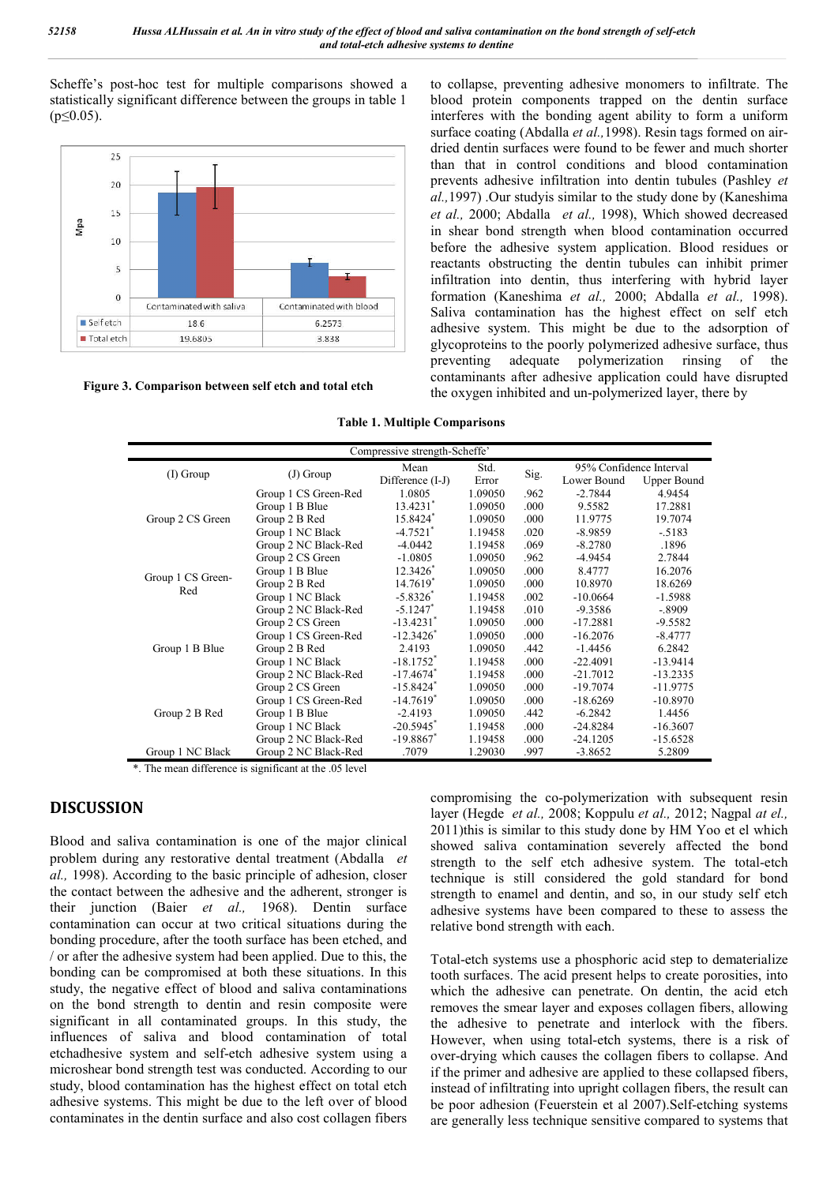Scheffe's post-hoc test for multiple comparisons showed a statistically significant difference between the groups in table 1 ($p \leq 0.05$).

| | Contaminated with saliva | Contaminated with blood |
|---|---|---|
| Self etch | 18.6 | 6.2573 |
| Total etch | 19.6805 | 3.838 |

**Figure 3. Comparison between self etch and total etch**

to collapse, preventing adhesive monomers to infiltrate. The blood protein components trapped on the dentin surface interferes with the bonding agent ability to form a uniform surface coating (Abdalla *et al.,*1998). Resin tags formed on air-dried dentin surfaces were found to be fewer and much shorter than that in control conditions and blood contamination prevents adhesive infiltration into dentin tubules (Pashley *et al.,*1997) .Our studyis similar to the study done by (Kaneshima *et al.,* 2000; Abdalla *et al.,* 1998), Which showed decreased in shear bond strength when blood contamination occurred before the adhesive system application. Blood residues or reactants obstructing the dentin tubules can inhibit primer infiltration into dentin, thus interfering with hybrid layer formation (Kaneshima *et al.,* 2000; Abdalla *et al.,* 1998). Saliva contamination has the highest effect on self etch adhesive system. This might be due to the adsorption of glycoproteins to the poorly polymerized adhesive surface, thus preventing adequate polymerization rinsing of the contaminants after adhesive application could have disrupted the oxygen inhibited and un-polymerized layer, there by

**Table 1. Multiple Comparisons**

Compressive strength-Scheffe'

| (I) Group | (J) Group | Mean Difference (I-J) | Std. Error | Sig. | 95% Confidence Interval Lower Bound | 95% Confidence Interval Upper Bound |
|---|---|---|---|---|---|---|
| Group 2 CS Green | Group 1 CS Green-Red | 1.0805 | 1.09050 | .962 | -2.7844 | 4.9454 |
| | Group 1 B Blue | 13.4231* | 1.09050 | .000 | 9.5582 | 17.2881 |
| | Group 2 B Red | 15.8424* | 1.09050 | .000 | 11.9775 | 19.7074 |
| | Group 1 NC Black | -4.7521* | 1.19458 | .020 | -8.9859 | -.5183 |
| | Group 2 NC Black-Red | -4.0442 | 1.19458 | .069 | -8.2780 | .1896 |
| Group 1 CS Green-Red | Group 2 CS Green | -1.0805 | 1.09050 | .962 | -4.9454 | 2.7844 |
| | Group 1 B Blue | 12.3426* | 1.09050 | .000 | 8.4777 | 16.2076 |
| | Group 2 B Red | 14.7619* | 1.09050 | .000 | 10.8970 | 18.6269 |
| | Group 1 NC Black | -5.8326* | 1.19458 | .002 | -10.0664 | -1.5988 |
| | Group 2 NC Black-Red | -5.1247* | 1.19458 | .010 | -9.3586 | -.8909 |
| Group 1 B Blue | Group 2 CS Green | -13.4231* | 1.09050 | .000 | -17.2881 | -9.5582 |
| | Group 1 CS Green-Red | -12.3426* | 1.09050 | .000 | -16.2076 | -8.4777 |
| | Group 2 B Red | 2.4193 | 1.09050 | .442 | -1.4456 | 6.2842 |
| | Group 1 NC Black | -18.1752* | 1.19458 | .000 | -22.4091 | -13.9414 |
| | Group 2 NC Black-Red | -17.4674* | 1.19458 | .000 | -21.7012 | -13.2335 |
| Group 2 B Red | Group 2 CS Green | -15.8424* | 1.09050 | .000 | -19.7074 | -11.9775 |
| | Group 1 CS Green-Red | -14.7619* | 1.09050 | .000 | -18.6269 | -10.8970 |
| | Group 1 B Blue | -2.4193 | 1.09050 | .442 | -6.2842 | 1.4456 |
| | Group 1 NC Black | -20.5945* | 1.19458 | .000 | -24.8284 | -16.3607 |
| | Group 2 NC Black-Red | -19.8867* | 1.19458 | .000 | -24.1205 | -15.6528 |
| Group 1 NC Black | Group 2 NC Black-Red | .7079 | 1.29030 | .997 | -3.8652 | 5.2809 |

*. The mean difference is significant at the .05 level

## DISCUSSION

Blood and saliva contamination is one of the major clinical problem during any restorative dental treatment (Abdalla *et al.,* 1998). According to the basic principle of adhesion, closer the contact between the adhesive and the adherent, stronger is their junction (Baier *et al.,* 1968). Dentin surface contamination can occur at two critical situations during the bonding procedure, after the tooth surface has been etched, and / or after the adhesive system had been applied. Due to this, the bonding can be compromised at both these situations. In this study, the negative effect of blood and saliva contaminations on the bond strength to dentin and resin composite were significant in all contaminated groups. In this study, the influences of saliva and blood contamination of total etchadhesive system and self-etch adhesive system using a microshear bond strength test was conducted. According to our study, blood contamination has the highest effect on total etch adhesive systems. This might be due to the left over of blood contaminates in the dentin surface and also cost collagen fibers compromising the co-polymerization with subsequent resin layer (Hegde *et al.,* 2008; Koppulu *et al.,* 2012; Nagpal *at el.,* 2011)this is similar to this study done by HM Yoo et el which showed saliva contamination severely affected the bond strength to the self etch adhesive system. The total-etch technique is still considered the gold standard for bond strength to enamel and dentin, and so, in our study self etch adhesive systems have been compared to these to assess the relative bond strength with each.

Total-etch systems use a phosphoric acid step to dematerialize tooth surfaces. The acid present helps to create porosities, into which the adhesive can penetrate. On dentin, the acid etch removes the smear layer and exposes collagen fibers, allowing the adhesive to penetrate and interlock with the fibers. However, when using total-etch systems, there is a risk of over-drying which causes the collagen fibers to collapse. And if the primer and adhesive are applied to these collapsed fibers, instead of infiltrating into upright collagen fibers, the result can be poor adhesion (Feuerstein et al 2007).Self-etching systems are generally less technique sensitive compared to systems that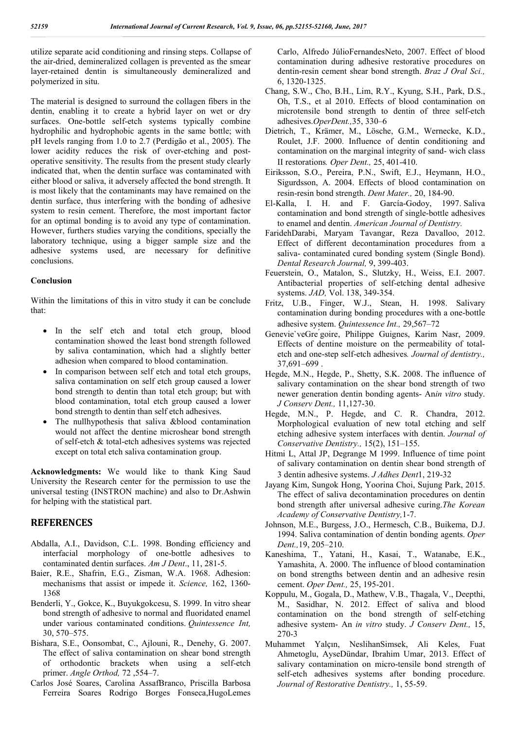utilize separate acid conditioning and rinsing steps. Collapse of the air-dried, demineralized collagen is prevented as the smear layer-retained dentin is simultaneously demineralized and polymerized in situ.

The material is designed to surround the collagen fibers in the dentin, enabling it to create a hybrid layer on wet or dry surfaces. One-bottle self-etch systems typically combine hydrophilic and hydrophobic agents in the same bottle; with pH levels ranging from 1.0 to 2.7 (Perdigão et al., 2005). The lower acidity reduces the risk of over-etching and post-operative sensitivity. The results from the present study clearly indicated that, when the dentin surface was contaminated with either blood or saliva, it adversely affected the bond strength. It is most likely that the contaminants may have remained on the dentin surface, thus interfering with the bonding of adhesive system to resin cement. Therefore, the most important factor for an optimal bonding is to avoid any type of contamination. However, furthers studies varying the conditions, specially the laboratory technique, using a bigger sample size and the adhesive systems used, are necessary for definitive conclusions.

## Conclusion

Within the limitations of this in vitro study it can be conclude that:

- In the self etch and total etch group, blood contamination showed the least bond strength followed by saliva contamination, which had a slightly better adhesion when compared to blood contamination.
- In comparison between self etch and total etch groups, saliva contamination on self etch group caused a lower bond strength to dentin than total etch group; but with blood contamination, total etch group caused a lower bond strength to dentin than self etch adhesives.
- The nullhypothesis that saliva &blood contamination would not affect the dentine microshear bond strength of self-etch & total-etch adhesives systems was rejected except on total etch saliva contamination group.

**Acknowledgments:** We would like to thank King Saud University the Research center for the permission to use the universal testing (INSTRON machine) and also to Dr.Ashwin for helping with the statistical part.

## REFERENCES

Abdalla, A.I., Davidson, C.L. 1998. Bonding efficiency and interfacial morphology of one-bottle adhesives to contaminated dentin surfaces. *Am J Dent*., 11, 281-5.

Baier, R.E., Shafrin, E.G., Zisman, W.A. 1968. Adhesion: mechanisms that assist or impede it. *Science,* 162, 1360-1368

Benderli, Y., Gokce, K., Buyukgokcesu, S. 1999. In vitro shear bond strength of adhesive to normal and fluoridated enamel under various contaminated conditions. *Quintessence Int,* 30, 570–575.

Bishara, S.E., Oonsombat, C., Ajlouni, R., Denehy, G. 2007. The effect of saliva contamination on shear bond strength of orthodontic brackets when using a self-etch primer. *Angle Orthod,* 72 ,554–7.

Carlos José Soares, Carolina AssafBranco, Priscilla Barbosa Ferreira Soares Rodrigo Borges Fonseca,HugoLemes Carlo, Alfredo JúlioFernandesNeto, 2007. Effect of blood contamination during adhesive restorative procedures on dentin-resin cement shear bond strength. *Braz J Oral Sci.,* 6, 1320-1325.

Chang, S.W., Cho, B.H., Lim, R.Y., Kyung, S.H., Park, D.S., Oh, T.S., et al 2010. Effects of blood contamination on microtensile bond strength to dentin of three self-etch adhesives.*OperDent.,*35, 330–6

Dietrich, T., Krämer, M., Lösche, G.M., Wernecke, K.D., Roulet, J.F. 2000. Influence of dentin conditioning and contamination on the marginal integrity of sand- wich class II restorations*. Oper Dent.,* 25, 401-410.

Eiriksson, S.O., Pereira, P.N., Swift, E.J., Heymann, H.O., Sigurdsson, A. 2004. Effects of blood contamination on resin-resin bond strength. *Dent Mater.,* 20, 184-90.

El-Kalla, I. H. and F. García-Godoy, 1997. Saliva contamination and bond strength of single-bottle adhesives to enamel and dentin. *American Journal of Dentistry.*

FaridehDarabi, Maryam Tavangar, Reza Davalloo, 2012. Effect of different decontamination procedures from a saliva- contaminated cured bonding system (Single Bond). *Dental Research Journal,* 9, 399-403.

Feuerstein, O., Matalon, S., Slutzky, H., Weiss, E.I. 2007. Antibacterial properties of self-etching dental adhesive systems. *JAD,* Vol. 138, 349-354.

Fritz, U.B., Finger, W.J., Stean, H. 1998. Salivary contamination during bonding procedures with a one-bottle adhesive system. *Quintessence Int.,* 29,567–72

Genevie`veGre´goire, Philippe Guignes, Karim Nasr, 2009. Effects of dentine moisture on the permeability of total-etch and one-step self-etch adhesives*. Journal of dentistry.,* 37,691–699 .

Hegde, M.N., Hegde, P., Shetty, S.K. 2008. The influence of salivary contamination on the shear bond strength of two newer generation dentin bonding agents- An*in vitro* study. *J Conserv Dent.,* 11,127-30.

Hegde, M.N., P. Hegde, and C. R. Chandra, 2012. Morphological evaluation of new total etching and self etching adhesive system interfaces with dentin. *Journal of Conservative Dentistry.,* 15(2), 151–155.

Hitmi L, Attal JP, Degrange M 1999. Influence of time point of salivary contamination on dentin shear bond strength of 3 dentin adhesive systems. *J Adhes Dent*1, 219-32

Jayang Kim, Sungok Hong, Yoorina Choi, Sujung Park, 2015. The effect of saliva decontamination procedures on dentin bond strength after universal adhesive curing.*The Korean Academy of Conservative Dentistry,*1-7.

Johnson, M.E., Burgess, J.O., Hermesch, C.B., Buikema, D.J. 1994. Saliva contamination of dentin bonding agents. *Oper Dent.,*19, 205–210.

Kaneshima, T., Yatani, H., Kasai, T., Watanabe, E.K., Yamashita, A. 2000. The influence of blood contamination on bond strengths between dentin and an adhesive resin cement. *Oper Dent.,* 25, 195-201.

Koppulu, M., Gogala, D., Mathew, V.B., Thagala, V., Deepthi, M., Sasidhar, N. 2012. Effect of saliva and blood contamination on the bond strength of self-etching adhesive system- An *in vitro* study. *J Conserv Dent.,* 15, 270-3

Muhammet Yalçın, NeslihanSimsek, Ali Keles, Fuat Ahmetoglu, AyseDündar, Ibrahim Umar, 2013. Effect of salivary contamination on micro-tensile bond strength of self-etch adhesives systems after bonding procedure. *Journal of Restorative Dentistry.,* 1, 55-59.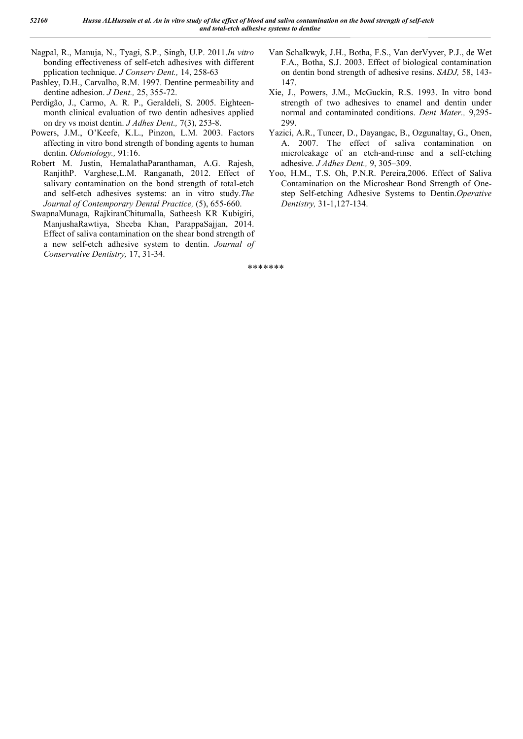Nagpal, R., Manuja, N., Tyagi, S.P., Singh, U.P. 2011.*In vitro* bonding effectiveness of self-etch adhesives with different pplication technique. *J Conserv Dent.,* 14, 258-63

Pashley, D.H., Carvalho, R.M. 1997. Dentine permeability and dentine adhesion. *J Dent.,* 25, 355-72.

Perdigão, J., Carmo, A. R. P., Geraldeli, S. 2005. Eighteen-month clinical evaluation of two dentin adhesives applied on dry vs moist dentin. *J Adhes Dent.,* 7(3), 253-8.

Powers, J.M., O'Keefe, K.L., Pinzon, L.M. 2003. Factors affecting in vitro bond strength of bonding agents to human dentin. *Odontology.,* 91:16.

Robert M. Justin, HemalathaParanthaman, A.G. Rajesh, RanjithP. Varghese,L.M. Ranganath, 2012. Effect of salivary contamination on the bond strength of total-etch and self-etch adhesives systems: an in vitro study.*The Journal of Contemporary Dental Practice,* (5), 655-660.

SwapnaMunaga, RajkiranChitumalla, Satheesh KR Kubigiri, ManjushaRawtiya, Sheeba Khan, ParappaSajjan, 2014. Effect of saliva contamination on the shear bond strength of a new self-etch adhesive system to dentin. *Journal of Conservative Dentistry,* 17, 31-34.

Van Schalkwyk, J.H., Botha, F.S., Van derVyver, P.J., de Wet F.A., Botha, S.J. 2003. Effect of biological contamination on dentin bond strength of adhesive resins. *SADJ,* 58, 143-147.

Xie, J., Powers, J.M., McGuckin, R.S. 1993. In vitro bond strength of two adhesives to enamel and dentin under normal and contaminated conditions. *Dent Mater.,* 9,295-299.

Yazici, A.R., Tuncer, D., Dayangac, B., Ozgunaltay, G., Onen, A. 2007. The effect of saliva contamination on microleakage of an etch-and-rinse and a self-etching adhesive. *J Adhes Dent.,* 9, 305–309.

Yoo, H.M., T.S. Oh, P.N.R. Pereira,2006. Effect of Saliva Contamination on the Microshear Bond Strength of One-step Self-etching Adhesive Systems to Dentin.*Operative Dentistry,* 31-1,127-134.

*******